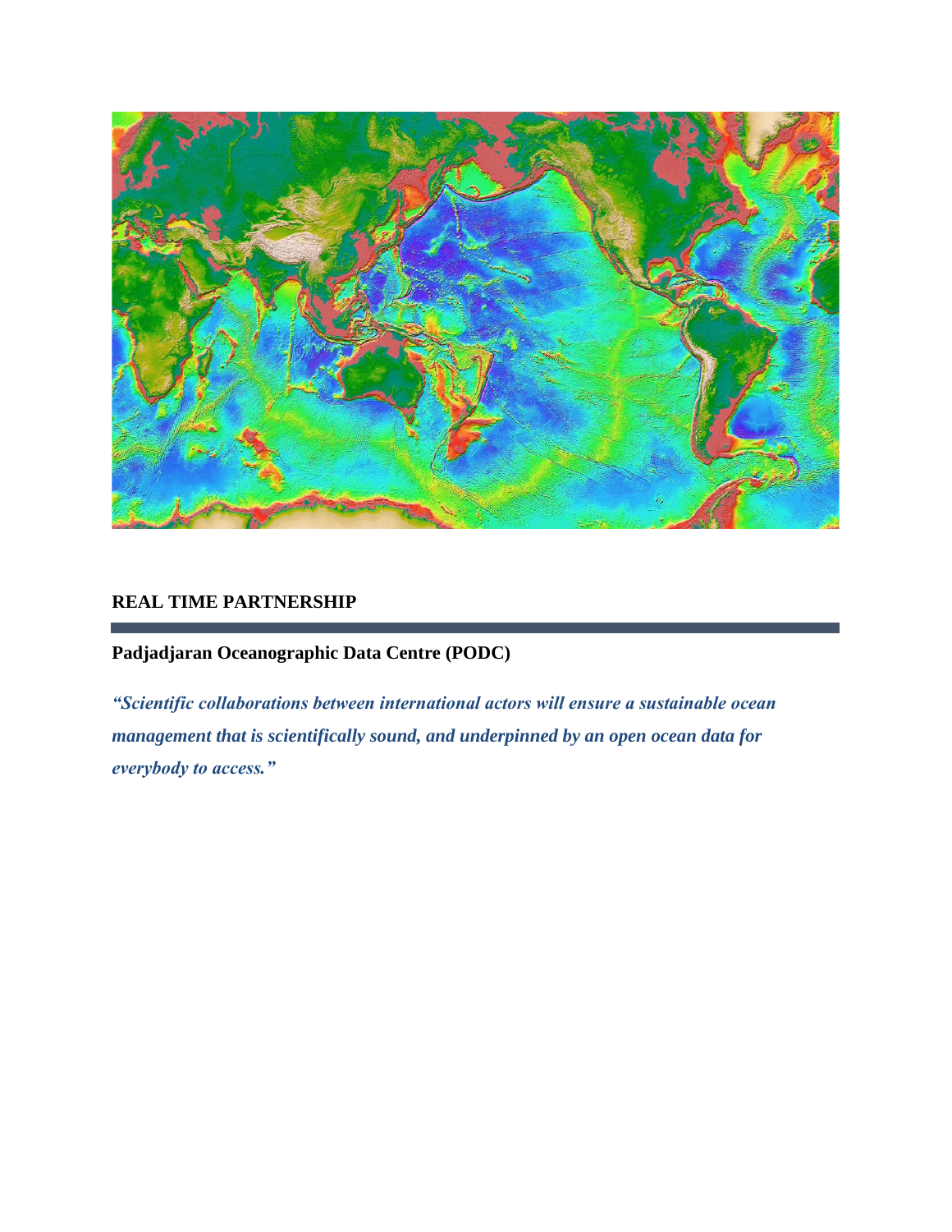## REAL TIME PARTNERSHIP

### Padjadjaran Oceanographic Data Centre (PODC)

***"Scientific collaborations between international actors will ensure a sustainable ocean management that is scientifically sound, and underpinned by an open ocean data for everybody to access."***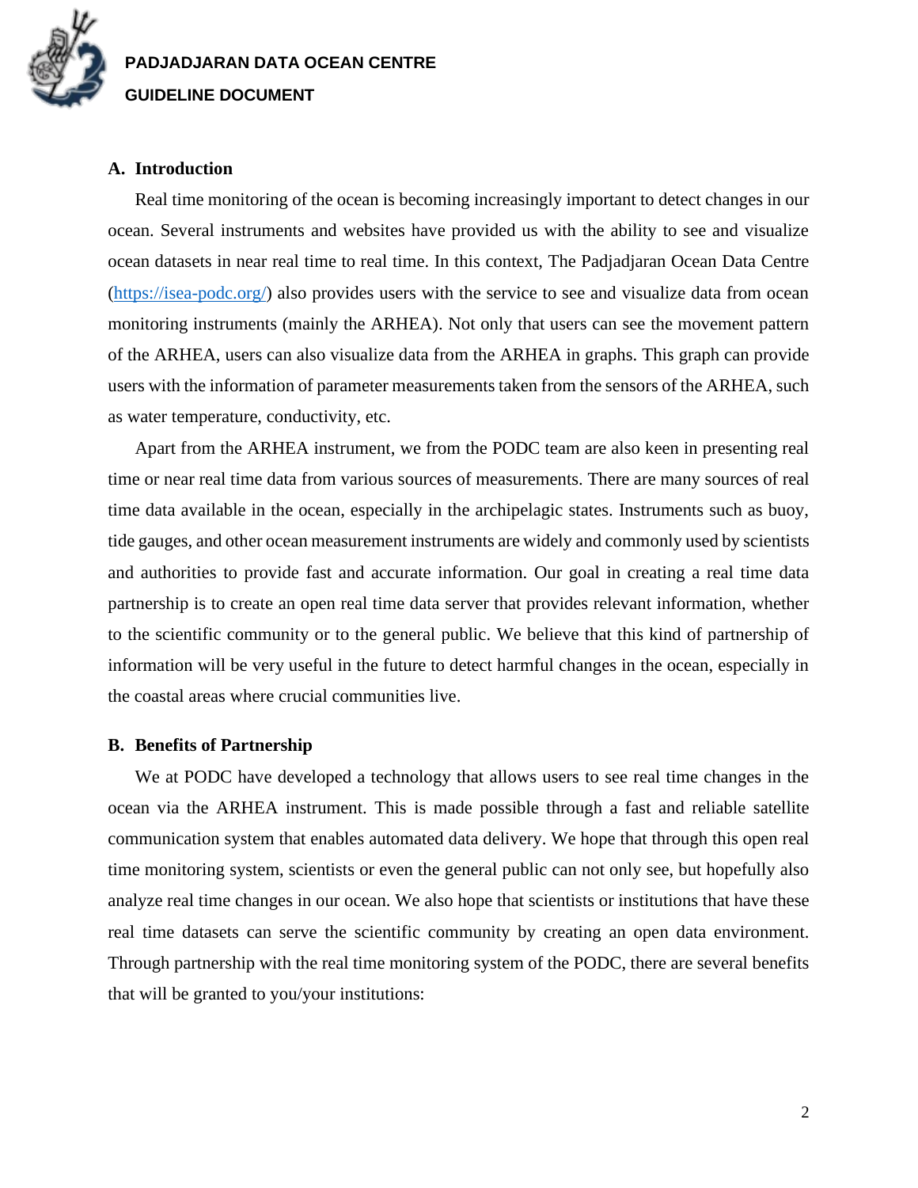## A. Introduction

Real time monitoring of the ocean is becoming increasingly important to detect changes in our ocean. Several instruments and websites have provided us with the ability to see and visualize ocean datasets in near real time to real time. In this context, The Padjadjaran Ocean Data Centre ([https://isea-podc.org/](https://isea-podc.org/)) also provides users with the service to see and visualize data from ocean monitoring instruments (mainly the ARHEA). Not only that users can see the movement pattern of the ARHEA, users can also visualize data from the ARHEA in graphs. This graph can provide users with the information of parameter measurements taken from the sensors of the ARHEA, such as water temperature, conductivity, etc.

Apart from the ARHEA instrument, we from the PODC team are also keen in presenting real time or near real time data from various sources of measurements. There are many sources of real time data available in the ocean, especially in the archipelagic states. Instruments such as buoy, tide gauges, and other ocean measurement instruments are widely and commonly used by scientists and authorities to provide fast and accurate information. Our goal in creating a real time data partnership is to create an open real time data server that provides relevant information, whether to the scientific community or to the general public. We believe that this kind of partnership of information will be very useful in the future to detect harmful changes in the ocean, especially in the coastal areas where crucial communities live.

## B. Benefits of Partnership

We at PODC have developed a technology that allows users to see real time changes in the ocean via the ARHEA instrument. This is made possible through a fast and reliable satellite communication system that enables automated data delivery. We hope that through this open real time monitoring system, scientists or even the general public can not only see, but hopefully also analyze real time changes in our ocean. We also hope that scientists or institutions that have these real time datasets can serve the scientific community by creating an open data environment. Through partnership with the real time monitoring system of the PODC, there are several benefits that will be granted to you/your institutions: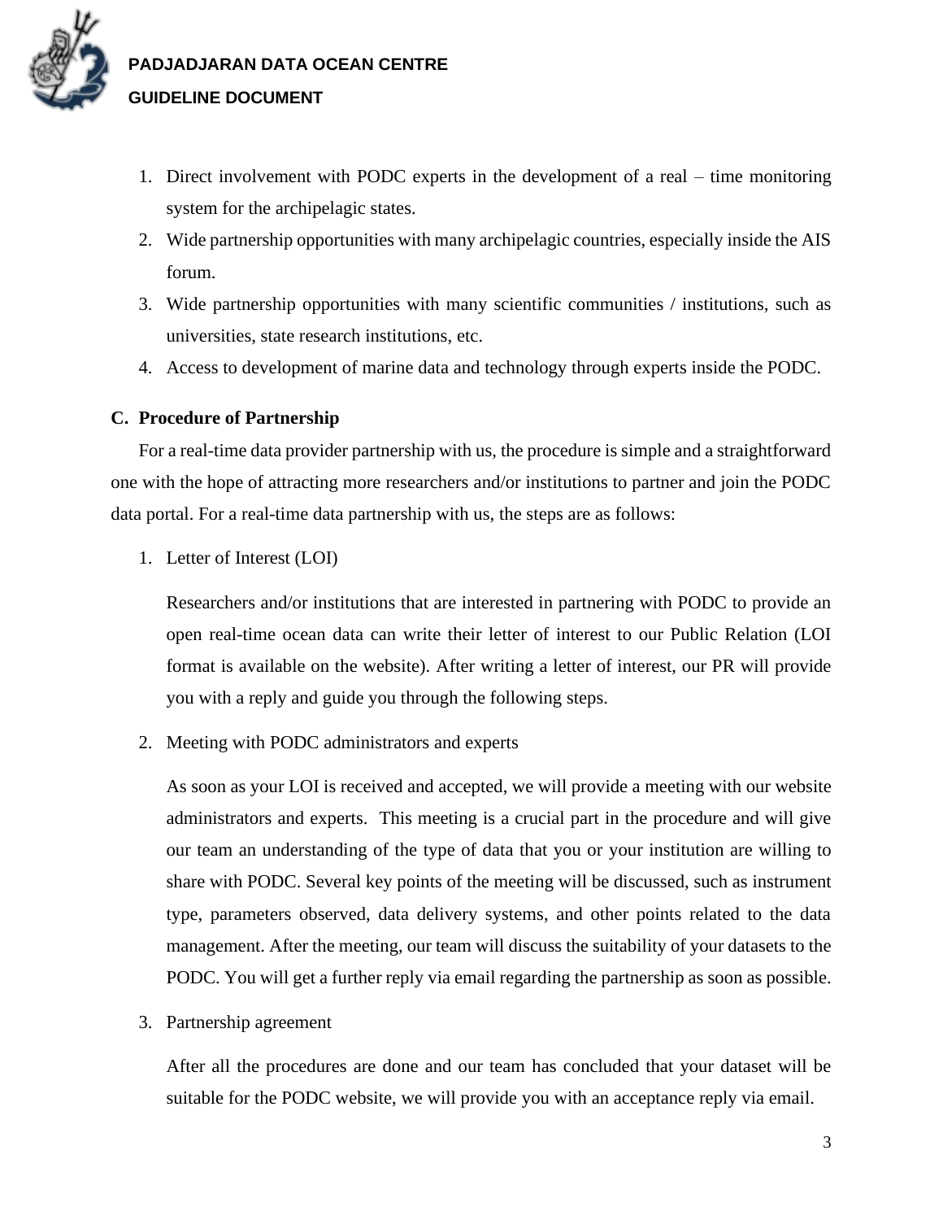1. Direct involvement with PODC experts in the development of a real – time monitoring system for the archipelagic states.
2. Wide partnership opportunities with many archipelagic countries, especially inside the AIS forum.
3. Wide partnership opportunities with many scientific communities / institutions, such as universities, state research institutions, etc.
4. Access to development of marine data and technology through experts inside the PODC.

## C. Procedure of Partnership

For a real-time data provider partnership with us, the procedure is simple and a straightforward one with the hope of attracting more researchers and/or institutions to partner and join the PODC data portal. For a real-time data partnership with us, the steps are as follows:

1. Letter of Interest (LOI)

   Researchers and/or institutions that are interested in partnering with PODC to provide an open real-time ocean data can write their letter of interest to our Public Relation (LOI format is available on the website). After writing a letter of interest, our PR will provide you with a reply and guide you through the following steps.

2. Meeting with PODC administrators and experts

   As soon as your LOI is received and accepted, we will provide a meeting with our website administrators and experts. This meeting is a crucial part in the procedure and will give our team an understanding of the type of data that you or your institution are willing to share with PODC. Several key points of the meeting will be discussed, such as instrument type, parameters observed, data delivery systems, and other points related to the data management. After the meeting, our team will discuss the suitability of your datasets to the PODC. You will get a further reply via email regarding the partnership as soon as possible.

3. Partnership agreement

   After all the procedures are done and our team has concluded that your dataset will be suitable for the PODC website, we will provide you with an acceptance reply via email.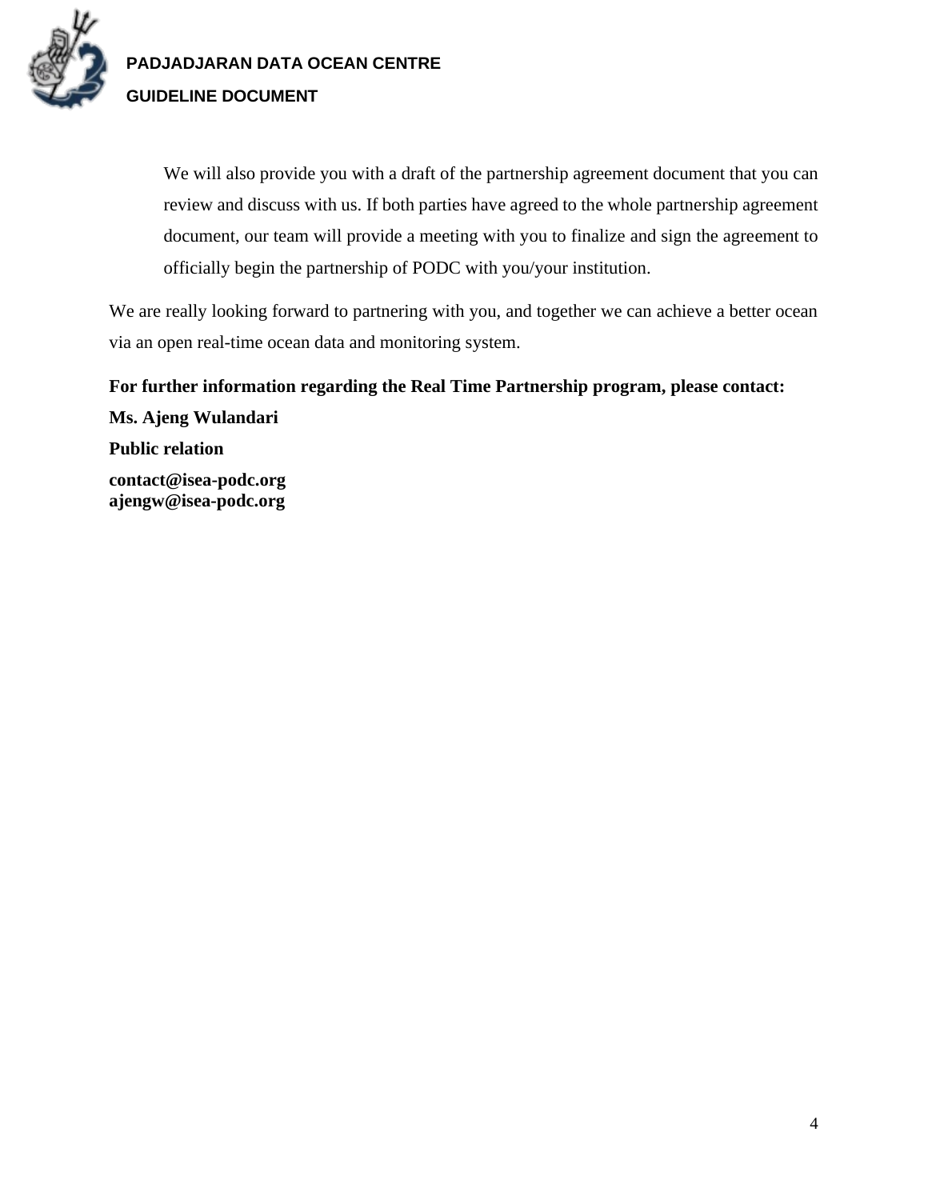We will also provide you with a draft of the partnership agreement document that you can review and discuss with us. If both parties have agreed to the whole partnership agreement document, our team will provide a meeting with you to finalize and sign the agreement to officially begin the partnership of PODC with you/your institution.

We are really looking forward to partnering with you, and together we can achieve a better ocean via an open real-time ocean data and monitoring system.

**For further information regarding the Real Time Partnership program, please contact:**

**Ms. Ajeng Wulandari**

**Public relation**

**contact@isea-podc.org**
**ajengw@isea-podc.org**